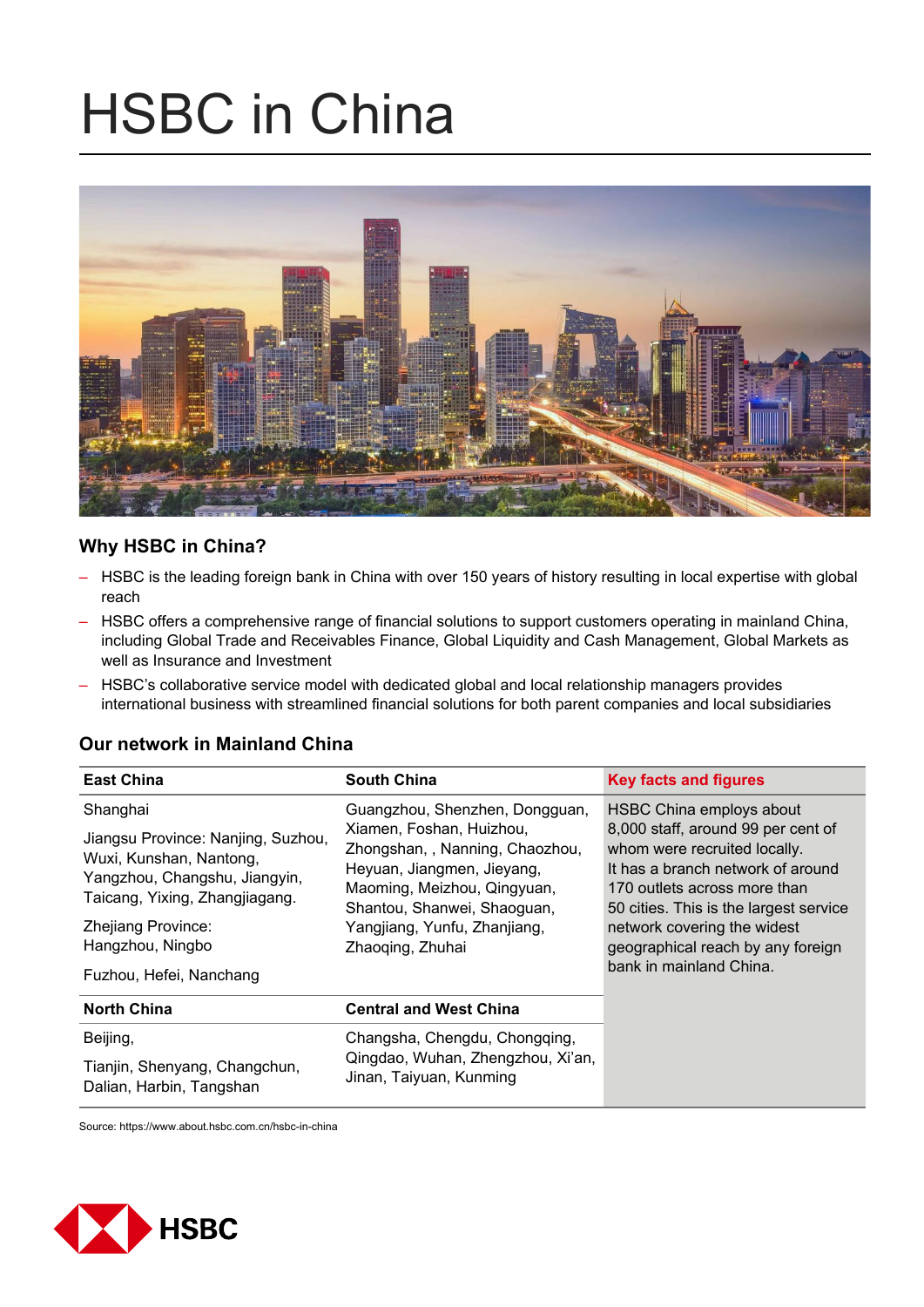# HSBC in China

## Why HSBC in China?

- HSBC is the leading foreign bank in China with over 150 years of history resulting in local expertise with global reach
- HSBC offers a comprehensive range of financial solutions to support customers operating in mainland China, including Global Trade and Receivables Finance, Global Liquidity and Cash Management, Global Markets as well as Insurance and Investment
- HSBC's collaborative service model with dedicated global and local relationship managers provides international business with streamlined financial solutions for both parent companies and local subsidiaries

## Our network in Mainland China

| East China | South China | Key facts and figures |
|---|---|---|
| Shanghai<br><br>Jiangsu Province: Nanjing, Suzhou, Wuxi, Kunshan, Nantong, Yangzhou, Changshu, Jiangyin, Taicang, Yixing, Zhangjiagang.<br><br>Zhejiang Province: Hangzhou, Ningbo<br><br>Fuzhou, Hefei, Nanchang | Guangzhou, Shenzhen, Dongguan, Xiamen, Foshan, Huizhou, Zhongshan, , Nanning, Chaozhou, Heyuan, Jiangmen, Jieyang, Maoming, Meizhou, Qingyuan, Shantou, Shanwei, Shaoguan, Yangjiang, Yunfu, Zhanjiang, Zhaoqing, Zhuhai | HSBC China employs about 8,000 staff, around 99 per cent of whom were recruited locally. It has a branch network of around 170 outlets across more than 50 cities. This is the largest service network covering the widest geographical reach by any foreign bank in mainland China. |
| **North China** | **Central and West China** | |
| Beijing,<br><br>Tianjin, Shenyang, Changchun, Dalian, Harbin, Tangshan | Changsha, Chengdu, Chongqing, Qingdao, Wuhan, Zhengzhou, Xi'an, Jinan, Taiyuan, Kunming | |

Source: https://www.about.hsbc.com.cn/hsbc-in-china

HSBC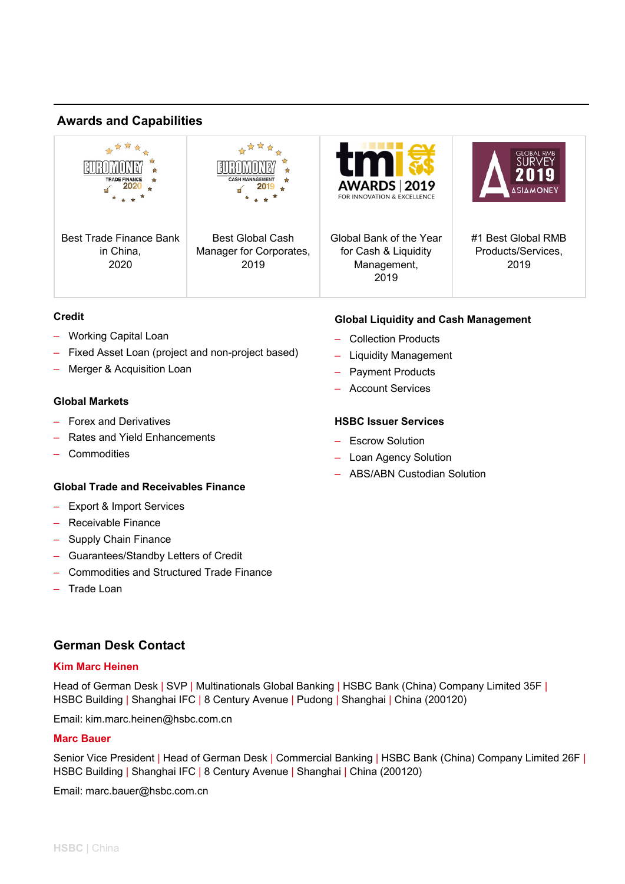## Awards and Capabilities

| | | | |
|---|---|---|---|
| Best Trade Finance Bank in China, 2020 | Best Global Cash Manager for Corporates, 2019 | Global Bank of the Year for Cash & Liquidity Management, 2019 | #1 Best Global RMB Products/Services, 2019 |

### Credit

- Working Capital Loan
- Fixed Asset Loan (project and non-project based)
- Merger & Acquisition Loan

### Global Markets

- Forex and Derivatives
- Rates and Yield Enhancements
- Commodities

### Global Trade and Receivables Finance

- Export & Import Services
- Receivable Finance
- Supply Chain Finance
- Guarantees/Standby Letters of Credit
- Commodities and Structured Trade Finance
- Trade Loan

### Global Liquidity and Cash Management

- Collection Products
- Liquidity Management
- Payment Products
- Account Services

### HSBC Issuer Services

- Escrow Solution
- Loan Agency Solution
- ABS/ABN Custodian Solution

## German Desk Contact

**Kim Marc Heinen**

Head of German Desk | SVP | Multinationals Global Banking | HSBC Bank (China) Company Limited 35F | HSBC Building | Shanghai IFC | 8 Century Avenue | Pudong | Shanghai | China (200120)

Email: kim.marc.heinen@hsbc.com.cn

**Marc Bauer**

Senior Vice President | Head of German Desk | Commercial Banking | HSBC Bank (China) Company Limited 26F | HSBC Building | Shanghai IFC | 8 Century Avenue | Shanghai | China (200120)

Email: marc.bauer@hsbc.com.cn